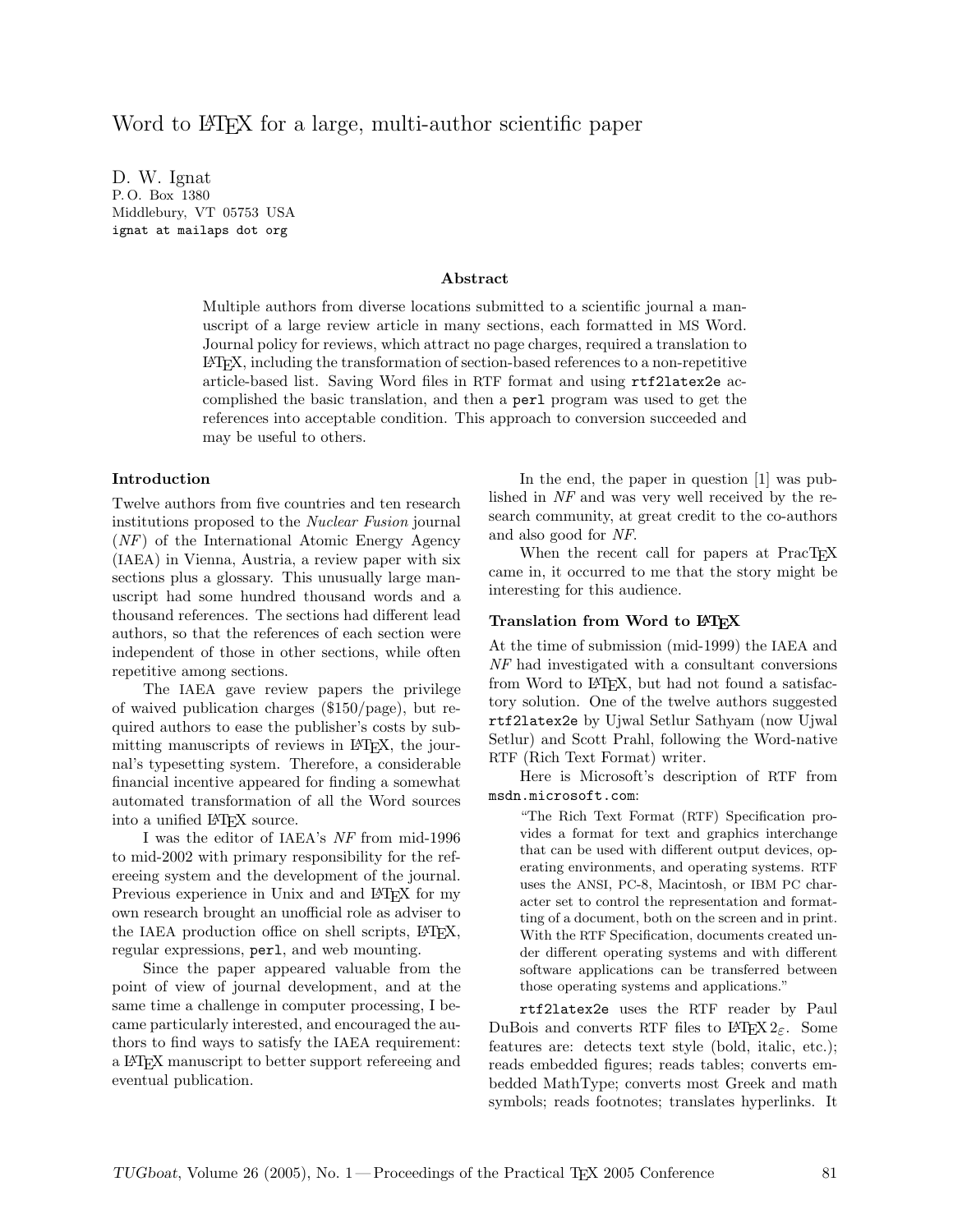# Word to LaTeX for a large, multi-author scientific paper

D. W. Ignat
P. O. Box 1380
Middlebury, VT 05753 USA
ignat at mailaps dot org

### Abstract

Multiple authors from diverse locations submitted to a scientific journal a manuscript of a large review article in many sections, each formatted in MS Word. Journal policy for reviews, which attract no page charges, required a translation to LaTeX, including the transformation of section-based references to a non-repetitive article-based list. Saving Word files in RTF format and using `rtf2latex2e` accomplished the basic translation, and then a `perl` program was used to get the references into acceptable condition. This approach to conversion succeeded and may be useful to others.

## Introduction

Twelve authors from five countries and ten research institutions proposed to the *Nuclear Fusion* journal (*NF*) of the International Atomic Energy Agency (IAEA) in Vienna, Austria, a review paper with six sections plus a glossary. This unusually large manuscript had some hundred thousand words and a thousand references. The sections had different lead authors, so that the references of each section were independent of those in other sections, while often repetitive among sections.

The IAEA gave review papers the privilege of waived publication charges ($150/page), but required authors to ease the publisher's costs by submitting manuscripts of reviews in LaTeX, the journal's typesetting system. Therefore, a considerable financial incentive appeared for finding a somewhat automated transformation of all the Word sources into a unified LaTeX source.

I was the editor of IAEA's *NF* from mid-1996 to mid-2002 with primary responsibility for the refereeing system and the development of the journal. Previous experience in Unix and and LaTeX for my own research brought an unofficial role as adviser to the IAEA production office on shell scripts, LaTeX, regular expressions, `perl`, and web mounting.

Since the paper appeared valuable from the point of view of journal development, and at the same time a challenge in computer processing, I became particularly interested, and encouraged the authors to find ways to satisfy the IAEA requirement: a LaTeX manuscript to better support refereeing and eventual publication.

In the end, the paper in question [1] was published in *NF* and was very well received by the research community, at great credit to the co-authors and also good for *NF*.

When the recent call for papers at PracTeX came in, it occurred to me that the story might be interesting for this audience.

## Translation from Word to LaTeX

At the time of submission (mid-1999) the IAEA and *NF* had investigated with a consultant conversions from Word to LaTeX, but had not found a satisfactory solution. One of the twelve authors suggested `rtf2latex2e` by Ujwal Setlur Sathyam (now Ujwal Setlur) and Scott Prahl, following the Word-native RTF (Rich Text Format) writer.

Here is Microsoft's description of RTF from `msdn.microsoft.com`:

> "The Rich Text Format (RTF) Specification provides a format for text and graphics interchange that can be used with different output devices, operating environments, and operating systems. RTF uses the ANSI, PC-8, Macintosh, or IBM PC character set to control the representation and formatting of a document, both on the screen and in print. With the RTF Specification, documents created under different operating systems and with different software applications can be transferred between those operating systems and applications."

`rtf2latex2e` uses the RTF reader by Paul DuBois and converts RTF files to LaTeX $2_\varepsilon$. Some features are: detects text style (bold, italic, etc.); reads embedded figures; reads tables; converts embedded MathType; converts most Greek and math symbols; reads footnotes; translates hyperlinks. It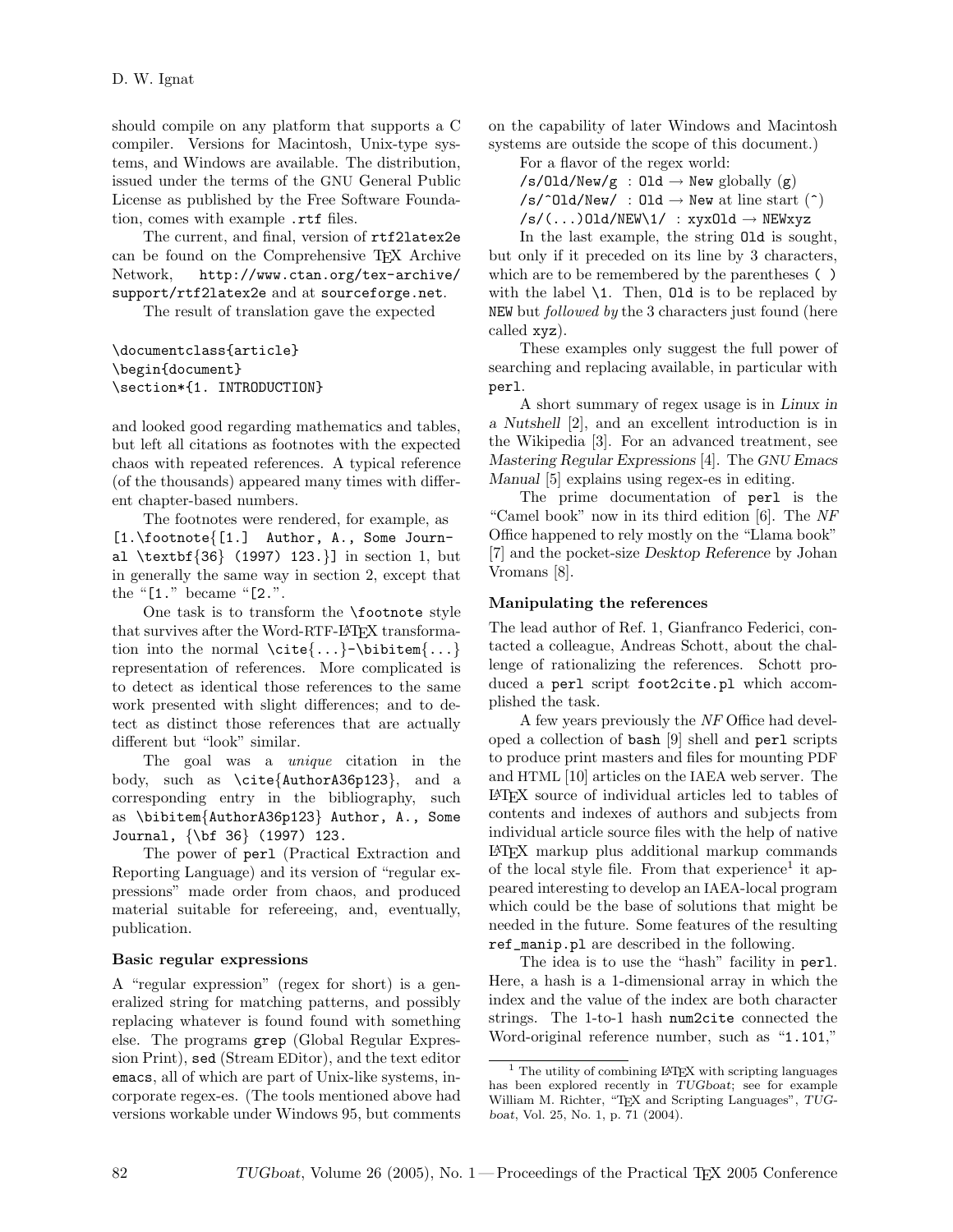should compile on any platform that supports a C compiler. Versions for Macintosh, Unix-type systems, and Windows are available. The distribution, issued under the terms of the GNU General Public License as published by the Free Software Foundation, comes with example `.rtf` files.

The current, and final, version of `rtf2latex2e` can be found on the Comprehensive TeX Archive Network, `http://www.ctan.org/tex-archive/support/rtf2latex2e` and at `sourceforge.net`.

The result of translation gave the expected

```
\documentclass{article}
\begin{document}
\section*{1. INTRODUCTION}
```

and looked good regarding mathematics and tables, but left all citations as footnotes with the expected chaos with repeated references. A typical reference (of the thousands) appeared many times with different chapter-based numbers.

The footnotes were rendered, for example, as `[1.\footnote{[1.] Author, A., Some Journal \textbf{36} (1997) 123.}]` in section 1, but in generally the same way in section 2, except that the "`[1.`" became "`[2.`".

One task is to transform the `\footnote` style that survives after the Word-RTF-LaTeX transformation into the normal `\cite{...}`-`\bibitem{...}` representation of references. More complicated is to detect as identical those references to the same work presented with slight differences; and to detect as distinct those references that are actually different but "look" similar.

The goal was a *unique* citation in the body, such as `\cite{AuthorA36p123}`, and a corresponding entry in the bibliography, such as `\bibitem{AuthorA36p123} Author, A., Some Journal, {\bf 36} (1997) 123.`

The power of `perl` (Practical Extraction and Reporting Language) and its version of "regular expressions" made order from chaos, and produced material suitable for refereeing, and, eventually, publication.

### Basic regular expressions

A "regular expression" (regex for short) is a generalized string for matching patterns, and possibly replacing whatever is found found with something else. The programs `grep` (Global Regular Expression Print), `sed` (Stream EDitor), and the text editor `emacs`, all of which are part of Unix-like systems, incorporate regex-es. (The tools mentioned above had versions workable under Windows 95, but comments on the capability of later Windows and Macintosh systems are outside the scope of this document.)

For a flavor of the regex world:

`/s/Old/New/g` : `Old` → `New` globally (`g`)
`/s/^Old/New/` : `Old` → `New` at line start (`^`)
`/s/(...)Old/NEW\1/` : `xyzOld` → `NEWxyz`

In the last example, the string `Old` is sought, but only if it preceded on its line by 3 characters, which are to be remembered by the parentheses `( )` with the label `\1`. Then, `Old` is to be replaced by `NEW` but *followed by* the 3 characters just found (here called `xyz`).

These examples only suggest the full power of searching and replacing available, in particular with `perl`.

A short summary of regex usage is in *Linux in a Nutshell* [2], and an excellent introduction is in the Wikipedia [3]. For an advanced treatment, see *Mastering Regular Expressions* [4]. The *GNU Emacs Manual* [5] explains using regex-es in editing.

The prime documentation of `perl` is the "Camel book" now in its third edition [6]. The *NF* Office happened to rely mostly on the "Llama book" [7] and the pocket-size *Desktop Reference* by Johan Vromans [8].

### Manipulating the references

The lead author of Ref. 1, Gianfranco Federici, contacted a colleague, Andreas Schott, about the challenge of rationalizing the references. Schott produced a `perl` script `foot2cite.pl` which accomplished the task.

A few years previously the *NF* Office had developed a collection of `bash` [9] shell and `perl` scripts to produce print masters and files for mounting PDF and HTML [10] articles on the IAEA web server. The LaTeX source of individual articles led to tables of contents and indexes of authors and subjects from individual article source files with the help of native LaTeX markup plus additional markup commands of the local style file. From that experience[1] it appeared interesting to develop an IAEA-local program which could be the base of solutions that might be needed in the future. Some features of the resulting `ref_manip.pl` are described in the following.

The idea is to use the "hash" facility in `perl`. Here, a hash is a 1-dimensional array in which the index and the value of the index are both character strings. The 1-to-1 hash `num2cite` connected the Word-original reference number, such as "`1.101`,"

[1] The utility of combining LaTeX with scripting languages has been explored recently in *TUGboat*; see for example William M. Richter, "TeX and Scripting Languages", *TUGboat*, Vol. 25, No. 1, p. 71 (2004).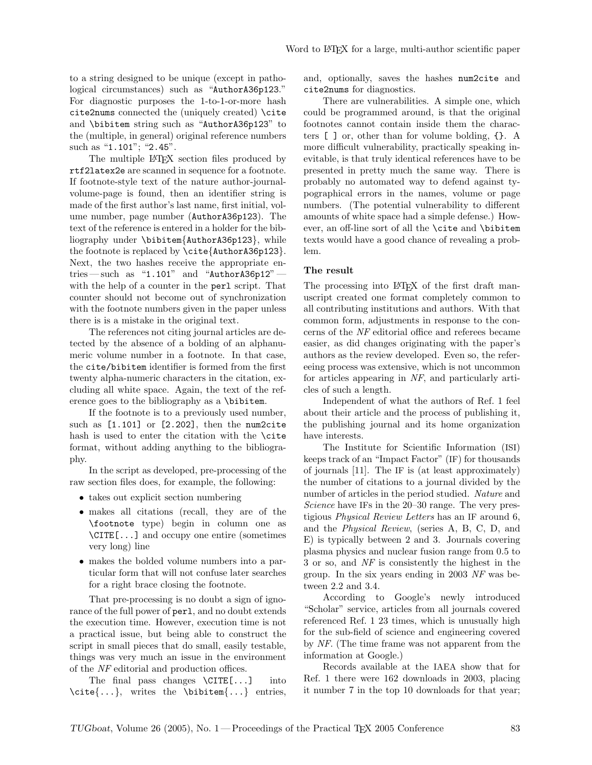to a string designed to be unique (except in pathological circumstances) such as "`AuthorA36p123`." For diagnostic purposes the 1-to-1-or-more hash `cite2nums` connected the (uniquely created) `\cite` and `\bibitem` string such as "`AuthorA36p123`" to the (multiple, in general) original reference numbers such as "`1.101`"; "`2.45`".

The multiple LaTeX section files produced by `rtf2latex2e` are scanned in sequence for a footnote. If footnote-style text of the nature author-journal-volume-page is found, then an identifier string is made of the first author's last name, first initial, volume number, page number (`AuthorA36p123`). The text of the reference is entered in a holder for the bibliography under `\bibitem{AuthorA36p123}`, while the footnote is replaced by `\cite{AuthorA36p123}`. Next, the two hashes receive the appropriate entries — such as "`1.101`" and "`AuthorA36p12`" — with the help of a counter in the `perl` script. That counter should not become out of synchronization with the footnote numbers given in the paper unless there is is a mistake in the original text.

The references not citing journal articles are detected by the absence of a bolding of an alphanumeric volume number in a footnote. In that case, the `cite/bibitem` identifier is formed from the first twenty alpha-numeric characters in the citation, excluding all white space. Again, the text of the reference goes to the bibliography as a `\bibitem`.

If the footnote is to a previously used number, such as `[1.101]` or `[2.202]`, then the `num2cite` hash is used to enter the citation with the `\cite` format, without adding anything to the bibliography.

In the script as developed, pre-processing of the raw section files does, for example, the following:

- takes out explicit section numbering
- makes all citations (recall, they are of the `\footnote` type) begin in column one as `\CITE[...]` and occupy one entire (sometimes very long) line
- makes the bolded volume numbers into a particular form that will not confuse later searches for a right brace closing the footnote.

That pre-processing is no doubt a sign of ignorance of the full power of `perl`, and no doubt extends the execution time. However, execution time is not a practical issue, but being able to construct the script in small pieces that do small, easily testable, things was very much an issue in the environment of the *NF* editorial and production offices.

The final pass changes `\CITE[...]` into `\cite{...}`, writes the `\bibitem{...}` entries, and, optionally, saves the hashes `num2cite` and `cite2nums` for diagnostics.

There are vulnerabilities. A simple one, which could be programmed around, is that the original footnotes cannot contain inside them the characters `[ ]` or, other than for volume bolding, `{}`. A more difficult vulnerability, practically speaking inevitable, is that truly identical references have to be presented in pretty much the same way. There is probably no automated way to defend against typographical errors in the names, volume or page numbers. (The potential vulnerability to different amounts of white space had a simple defense.) However, an off-line sort of all the `\cite` and `\bibitem` texts would have a good chance of revealing a problem.

### The result

The processing into LaTeX of the first draft manuscript created one format completely common to all contributing institutions and authors. With that common form, adjustments in response to the concerns of the *NF* editorial office and referees became easier, as did changes originating with the paper's authors as the review developed. Even so, the refereeing process was extensive, which is not uncommon for articles appearing in *NF*, and particularly articles of such a length.

Independent of what the authors of Ref. 1 feel about their article and the process of publishing it, the publishing journal and its home organization have interests.

The Institute for Scientific Information (ISI) keeps track of an "Impact Factor" (IF) for thousands of journals [11]. The IF is (at least approximately) the number of citations to a journal divided by the number of articles in the period studied. *Nature* and *Science* have IFs in the 20–30 range. The very prestigious *Physical Review Letters* has an IF around 6, and the *Physical Review*, (series A, B, C, D, and E) is typically between 2 and 3. Journals covering plasma physics and nuclear fusion range from 0.5 to 3 or so, and *NF* is consistently the highest in the group. In the six years ending in 2003 *NF* was between 2.2 and 3.4.

According to Google's newly introduced "Scholar" service, articles from all journals covered referenced Ref. 1 23 times, which is unusually high for the sub-field of science and engineering covered by *NF*. (The time frame was not apparent from the information at Google.)

Records available at the IAEA show that for Ref. 1 there were 162 downloads in 2003, placing it number 7 in the top 10 downloads for that year;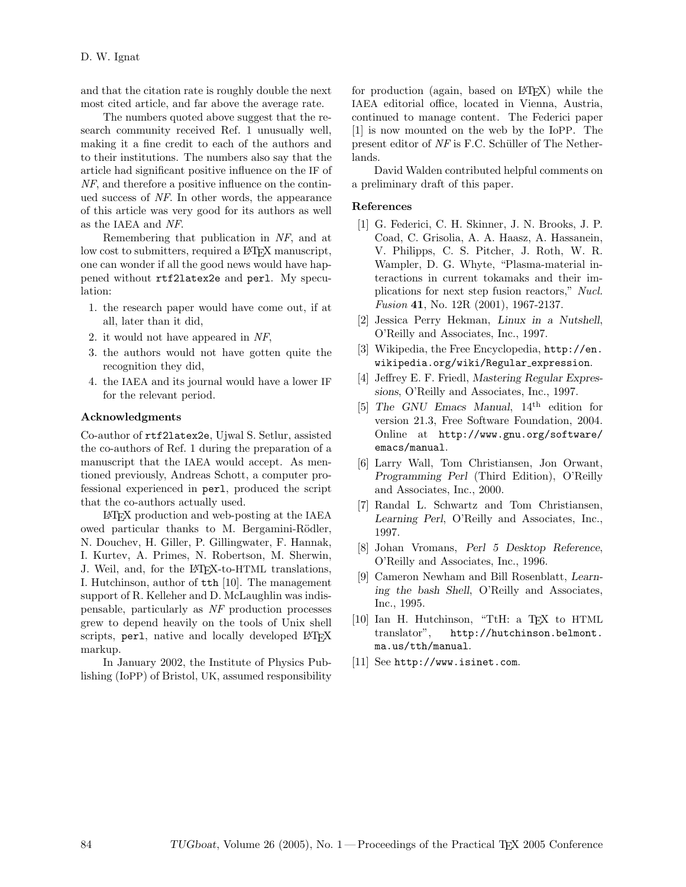and that the citation rate is roughly double the next most cited article, and far above the average rate.

The numbers quoted above suggest that the research community received Ref. 1 unusually well, making it a fine credit to each of the authors and to their institutions. The numbers also say that the article had significant positive influence on the IF of *NF*, and therefore a positive influence on the continued success of *NF*. In other words, the appearance of this article was very good for its authors as well as the IAEA and *NF*.

Remembering that publication in *NF*, and at low cost to submitters, required a LaTeX manuscript, one can wonder if all the good news would have happened without `rtf2latex2e` and `perl`. My speculation:

1. the research paper would have come out, if at all, later than it did,
2. it would not have appeared in *NF*,
3. the authors would not have gotten quite the recognition they did,
4. the IAEA and its journal would have a lower IF for the relevant period.

### Acknowledgments

Co-author of `rtf2latex2e`, Ujwal S. Setlur, assisted the co-authors of Ref. 1 during the preparation of a manuscript that the IAEA would accept. As mentioned previously, Andreas Schott, a computer professional experienced in `perl`, produced the script that the co-authors actually used.

LaTeX production and web-posting at the IAEA owed particular thanks to M. Bergamini-Rödler, N. Douchev, H. Giller, P. Gillingwater, F. Hannak, I. Kurtev, A. Primes, N. Robertson, M. Sherwin, J. Weil, and, for the LaTeX-to-HTML translations, I. Hutchinson, author of `tth` [10]. The management support of R. Kelleher and D. McLaughlin was indispensable, particularly as *NF* production processes grew to depend heavily on the tools of Unix shell scripts, `perl`, native and locally developed LaTeX markup.

In January 2002, the Institute of Physics Publishing (IoPP) of Bristol, UK, assumed responsibility for production (again, based on LaTeX) while the IAEA editorial office, located in Vienna, Austria, continued to manage content. The Federici paper [1] is now mounted on the web by the IoPP. The present editor of *NF* is F.C. Schüller of The Netherlands.

David Walden contributed helpful comments on a preliminary draft of this paper.

### References

[1] G. Federici, C. H. Skinner, J. N. Brooks, J. P. Coad, C. Grisolia, A. A. Haasz, A. Hassanein, V. Philipps, C. S. Pitcher, J. Roth, W. R. Wampler, D. G. Whyte, "Plasma-material interactions in current tokamaks and their implications for next step fusion reactors," *Nucl. Fusion* **41**, No. 12R (2001), 1967-2137.

[2] Jessica Perry Hekman, *Linux in a Nutshell*, O'Reilly and Associates, Inc., 1997.

[3] Wikipedia, the Free Encyclopedia, `http://en.wikipedia.org/wiki/Regular_expression`.

[4] Jeffrey E. F. Friedl, *Mastering Regular Expressions*, O'Reilly and Associates, Inc., 1997.

[5] *The GNU Emacs Manual*, 14$^{\text{th}}$ edition for version 21.3, Free Software Foundation, 2004. Online at `http://www.gnu.org/software/emacs/manual`.

[6] Larry Wall, Tom Christiansen, Jon Orwant, *Programming Perl* (Third Edition), O'Reilly and Associates, Inc., 2000.

[7] Randal L. Schwartz and Tom Christiansen, *Learning Perl*, O'Reilly and Associates, Inc., 1997.

[8] Johan Vromans, *Perl 5 Desktop Reference*, O'Reilly and Associates, Inc., 1996.

[9] Cameron Newham and Bill Rosenblatt, *Learning the bash Shell*, O'Reilly and Associates, Inc., 1995.

[10] Ian H. Hutchinson, "TtH: a TeX to HTML translator", `http://hutchinson.belmont.ma.us/tth/manual`.

[11] See `http://www.isinet.com`.